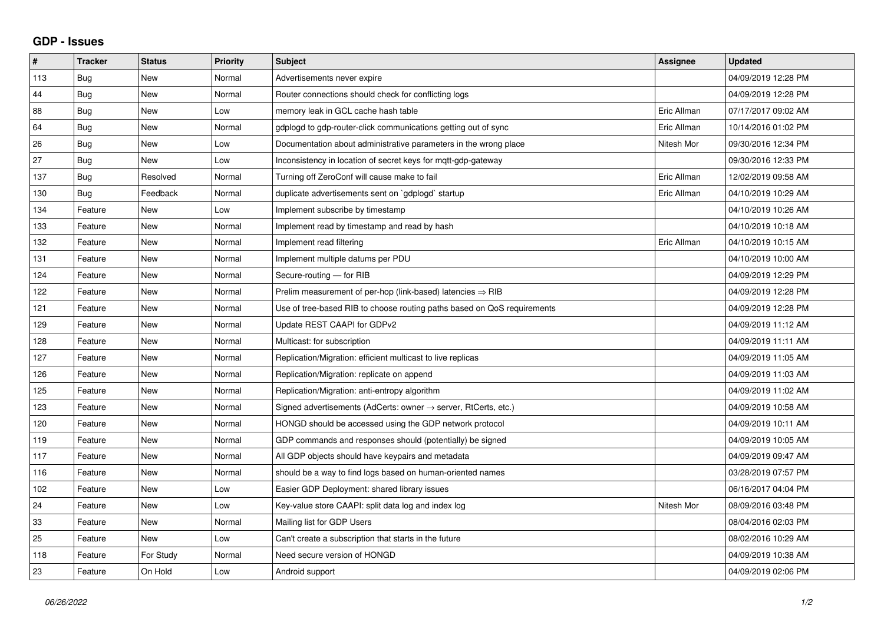# GDP - Issues

| # | Tracker | Status | Priority | Subject | Assignee | Updated |
|---|---|---|---|---|---|---|
| 113 | Bug | New | Normal | Advertisements never expire | | 04/09/2019 12:28 PM |
| 44 | Bug | New | Normal | Router connections should check for conflicting logs | | 04/09/2019 12:28 PM |
| 88 | Bug | New | Low | memory leak in GCL cache hash table | Eric Allman | 07/17/2017 09:02 AM |
| 64 | Bug | New | Normal | gdplogd to gdp-router-click communications getting out of sync | Eric Allman | 10/14/2016 01:02 PM |
| 26 | Bug | New | Low | Documentation about administrative parameters in the wrong place | Nitesh Mor | 09/30/2016 12:34 PM |
| 27 | Bug | New | Low | Inconsistency in location of secret keys for mqtt-gdp-gateway | | 09/30/2016 12:33 PM |
| 137 | Bug | Resolved | Normal | Turning off ZeroConf will cause make to fail | Eric Allman | 12/02/2019 09:58 AM |
| 130 | Bug | Feedback | Normal | duplicate advertisements sent on `gdplogd` startup | Eric Allman | 04/10/2019 10:29 AM |
| 134 | Feature | New | Low | Implement subscribe by timestamp | | 04/10/2019 10:26 AM |
| 133 | Feature | New | Normal | Implement read by timestamp and read by hash | | 04/10/2019 10:18 AM |
| 132 | Feature | New | Normal | Implement read filtering | Eric Allman | 04/10/2019 10:15 AM |
| 131 | Feature | New | Normal | Implement multiple datums per PDU | | 04/10/2019 10:00 AM |
| 124 | Feature | New | Normal | Secure-routing — for RIB | | 04/09/2019 12:29 PM |
| 122 | Feature | New | Normal | Prelim measurement of per-hop (link-based) latencies ⇒ RIB | | 04/09/2019 12:28 PM |
| 121 | Feature | New | Normal | Use of tree-based RIB to choose routing paths based on QoS requirements | | 04/09/2019 12:28 PM |
| 129 | Feature | New | Normal | Update REST CAAPI for GDPv2 | | 04/09/2019 11:12 AM |
| 128 | Feature | New | Normal | Multicast: for subscription | | 04/09/2019 11:11 AM |
| 127 | Feature | New | Normal | Replication/Migration: efficient multicast to live replicas | | 04/09/2019 11:05 AM |
| 126 | Feature | New | Normal | Replication/Migration: replicate on append | | 04/09/2019 11:03 AM |
| 125 | Feature | New | Normal | Replication/Migration: anti-entropy algorithm | | 04/09/2019 11:02 AM |
| 123 | Feature | New | Normal | Signed advertisements (AdCerts: owner → server, RtCerts, etc.) | | 04/09/2019 10:58 AM |
| 120 | Feature | New | Normal | HONGD should be accessed using the GDP network protocol | | 04/09/2019 10:11 AM |
| 119 | Feature | New | Normal | GDP commands and responses should (potentially) be signed | | 04/09/2019 10:05 AM |
| 117 | Feature | New | Normal | All GDP objects should have keypairs and metadata | | 04/09/2019 09:47 AM |
| 116 | Feature | New | Normal | should be a way to find logs based on human-oriented names | | 03/28/2019 07:57 PM |
| 102 | Feature | New | Low | Easier GDP Deployment: shared library issues | | 06/16/2017 04:04 PM |
| 24 | Feature | New | Low | Key-value store CAAPI: split data log and index log | Nitesh Mor | 08/09/2016 03:48 PM |
| 33 | Feature | New | Normal | Mailing list for GDP Users | | 08/04/2016 02:03 PM |
| 25 | Feature | New | Low | Can't create a subscription that starts in the future | | 08/02/2016 10:29 AM |
| 118 | Feature | For Study | Normal | Need secure version of HONGD | | 04/09/2019 10:38 AM |
| 23 | Feature | On Hold | Low | Android support | | 04/09/2019 02:06 PM |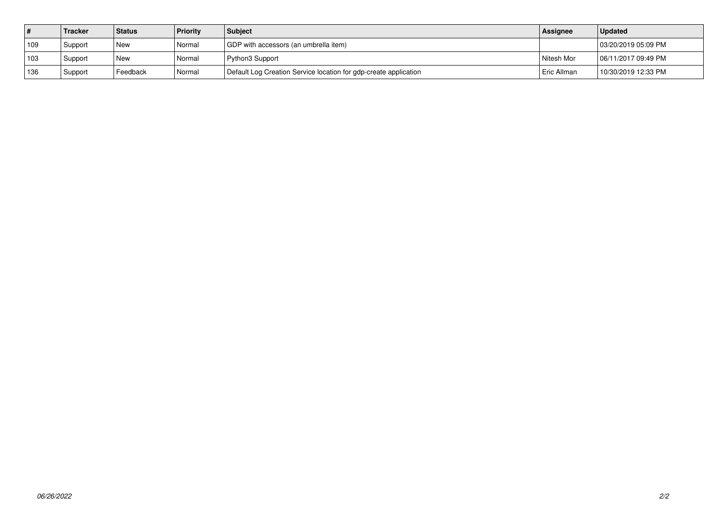| # | Tracker | Status | Priority | Subject | Assignee | Updated |
|---|---|---|---|---|---|---|
| 109 | Support | New | Normal | GDP with accessors (an umbrella item) | | 03/20/2019 05:09 PM |
| 103 | Support | New | Normal | Python3 Support | Nitesh Mor | 06/11/2017 09:49 PM |
| 136 | Support | Feedback | Normal | Default Log Creation Service location for gdp-create application | Eric Allman | 10/30/2019 12:33 PM |